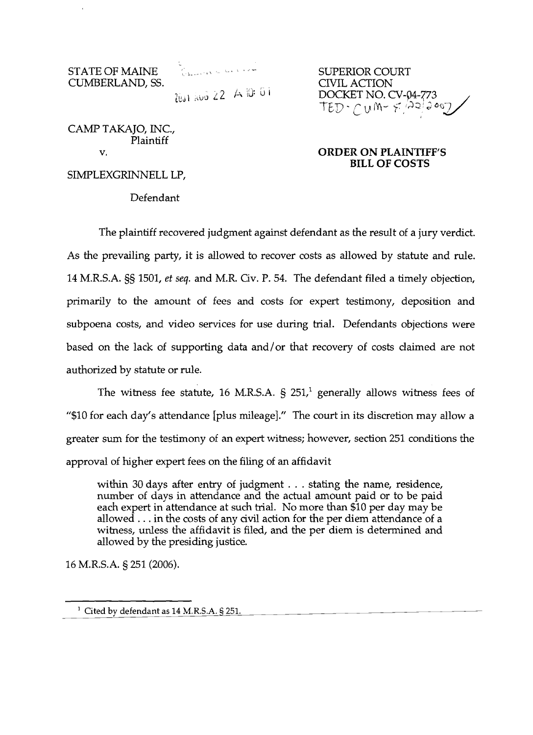STATE OF MAINE
CUMBERLAND, SS.

SUPERIOR COURT
CIVIL ACTION
DOCKET NO. CV-04-773
TED-CUM-8/22/2007

CAMP TAKAJO, INC.,
Plaintiff

v.

SIMPLEXGRINNELL LP,

Defendant

**ORDER ON PLAINTIFF'S BILL OF COSTS**

The plaintiff recovered judgment against defendant as the result of a jury verdict. As the prevailing party, it is allowed to recover costs as allowed by statute and rule. 14 M.R.S.A. §§ 1501, *et seq.* and M.R. Civ. P. 54. The defendant filed a timely objection, primarily to the amount of fees and costs for expert testimony, deposition and subpoena costs, and video services for use during trial. Defendants objections were based on the lack of supporting data and/or that recovery of costs claimed are not authorized by statute or rule.

The witness fee statute, 16 M.R.S.A. § 251,[1] generally allows witness fees of "$10 for each day's attendance [plus mileage]." The court in its discretion may allow a greater sum for the testimony of an expert witness; however, section 251 conditions the approval of higher expert fees on the filing of an affidavit

> within 30 days after entry of judgment . . . stating the name, residence, number of days in attendance and the actual amount paid or to be paid each expert in attendance at such trial. No more than $10 per day may be allowed . . . in the costs of any civil action for the per diem attendance of a witness, unless the affidavit is filed, and the per diem is determined and allowed by the presiding justice.

16 M.R.S.A. § 251 (2006).

---

[1] Cited by defendant as 14 M.R.S.A. § 251.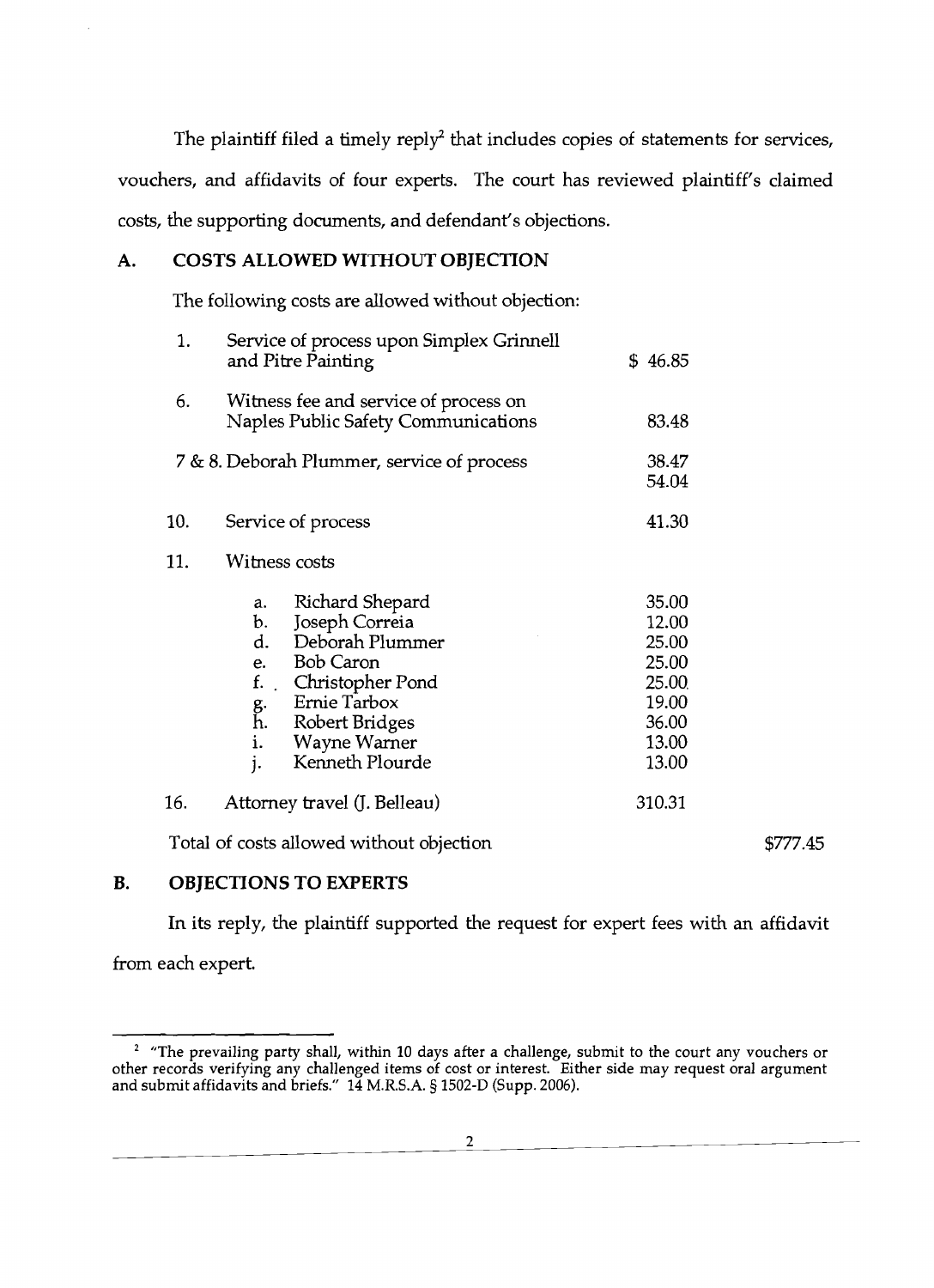The plaintiff filed a timely reply[2] that includes copies of statements for services, vouchers, and affidavits of four experts. The court has reviewed plaintiff's claimed costs, the supporting documents, and defendant's objections.

## A. COSTS ALLOWED WITHOUT OBJECTION

The following costs are allowed without objection:

| | | | |
|---|---|---|---|
| 1. | Service of process upon Simplex Grinnell and Pitre Painting | $ 46.85 | |
| 6. | Witness fee and service of process on Naples Public Safety Communications | 83.48 | |
| 7 & 8. | Deborah Plummer, service of process | 38.47 | |
| | | 54.04 | |
| 10. | Service of process | 41.30 | |
| 11. | Witness costs | | |
| | a. Richard Shepard | 35.00 | |
| | b. Joseph Correia | 12.00 | |
| | d. Deborah Plummer | 25.00 | |
| | e. Bob Caron | 25.00 | |
| | f. Christopher Pond | 25.00 | |
| | g. Ernie Tarbox | 19.00 | |
| | h. Robert Bridges | 36.00 | |
| | i. Wayne Warner | 13.00 | |
| | j. Kenneth Plourde | 13.00 | |
| 16. | Attorney travel (J. Belleau) | 310.31 | |
| | Total of costs allowed without objection | | $777.45 |

## B. OBJECTIONS TO EXPERTS

In its reply, the plaintiff supported the request for expert fees with an affidavit from each expert.

[2] "The prevailing party shall, within 10 days after a challenge, submit to the court any vouchers or other records verifying any challenged items of cost or interest. Either side may request oral argument and submit affidavits and briefs." 14 M.R.S.A. § 1502-D (Supp. 2006).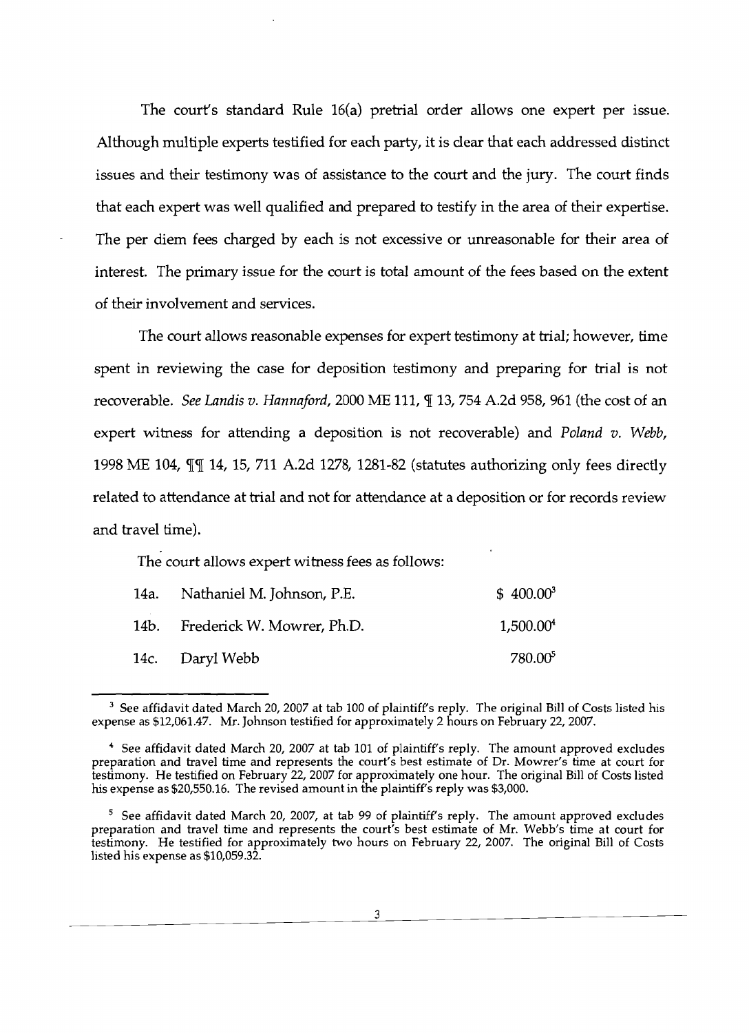The court's standard Rule 16(a) pretrial order allows one expert per issue. Although multiple experts testified for each party, it is clear that each addressed distinct issues and their testimony was of assistance to the court and the jury. The court finds that each expert was well qualified and prepared to testify in the area of their expertise. The per diem fees charged by each is not excessive or unreasonable for their area of interest. The primary issue for the court is total amount of the fees based on the extent of their involvement and services.

The court allows reasonable expenses for expert testimony at trial; however, time spent in reviewing the case for deposition testimony and preparing for trial is not recoverable. *See Landis v. Hannaford*, 2000 ME 111, ¶ 13, 754 A.2d 958, 961 (the cost of an expert witness for attending a deposition is not recoverable) and *Poland v. Webb*, 1998 ME 104, ¶¶ 14, 15, 711 A.2d 1278, 1281-82 (statutes authorizing only fees directly related to attendance at trial and not for attendance at a deposition or for records review and travel time).

The court allows expert witness fees as follows:

| | | |
|---|---|---|
| 14a. | Nathaniel M. Johnson, P.E. | $ 400.00[3] |
| 14b. | Frederick W. Mowrer, Ph.D. | 1,500.00[4] |
| 14c. | Daryl Webb | 780.00[5] |

---

[3] See affidavit dated March 20, 2007 at tab 100 of plaintiff's reply. The original Bill of Costs listed his expense as $12,061.47. Mr. Johnson testified for approximately 2 hours on February 22, 2007.

[4] See affidavit dated March 20, 2007 at tab 101 of plaintiff's reply. The amount approved excludes preparation and travel time and represents the court's best estimate of Dr. Mowrer's time at court for testimony. He testified on February 22, 2007 for approximately one hour. The original Bill of Costs listed his expense as $20,550.16. The revised amount in the plaintiff's reply was $3,000.

[5] See affidavit dated March 20, 2007, at tab 99 of plaintiff's reply. The amount approved excludes preparation and travel time and represents the court's best estimate of Mr. Webb's time at court for testimony. He testified for approximately two hours on February 22, 2007. The original Bill of Costs listed his expense as $10,059.32.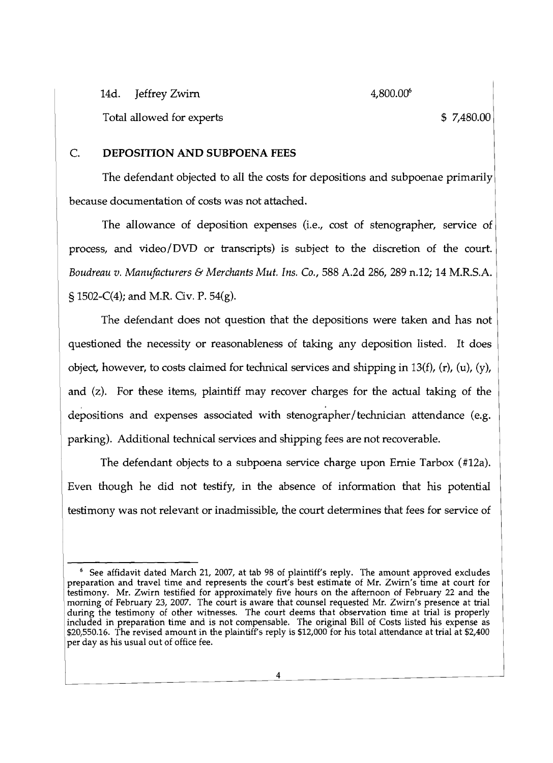| 14d. Jeffrey Zwirn | 4,800.00[6] |
|---|---|
| Total allowed for experts | $ 7,480.00 |

## C. DEPOSITION AND SUBPOENA FEES

The defendant objected to all the costs for depositions and subpoenae primarily because documentation of costs was not attached.

The allowance of deposition expenses (i.e., cost of stenographer, service of process, and video/DVD or transcripts) is subject to the discretion of the court. *Boudreau v. Manufacturers & Merchants Mut. Ins. Co.*, 588 A.2d 286, 289 n.12; 14 M.R.S.A. § 1502-C(4); and M.R. Civ. P. 54(g).

The defendant does not question that the depositions were taken and has not questioned the necessity or reasonableness of taking any deposition listed. It does object, however, to costs claimed for technical services and shipping in 13(f), (r), (u), (y), and (z). For these items, plaintiff may recover charges for the actual taking of the depositions and expenses associated with stenographer/technician attendance (e.g. parking). Additional technical services and shipping fees are not recoverable.

The defendant objects to a subpoena service charge upon Ernie Tarbox (#12a). Even though he did not testify, in the absence of information that his potential testimony was not relevant or inadmissible, the court determines that fees for service of

---

[6] See affidavit dated March 21, 2007, at tab 98 of plaintiff's reply. The amount approved excludes preparation and travel time and represents the court's best estimate of Mr. Zwirn's time at court for testimony. Mr. Zwirn testified for approximately five hours on the afternoon of February 22 and the morning of February 23, 2007. The court is aware that counsel requested Mr. Zwirn's presence at trial during the testimony of other witnesses. The court deems that observation time at trial is properly included in preparation time and is not compensable. The original Bill of Costs listed his expense as $20,550.16. The revised amount in the plaintiff's reply is $12,000 for his total attendance at trial at $2,400 per day as his usual out of office fee.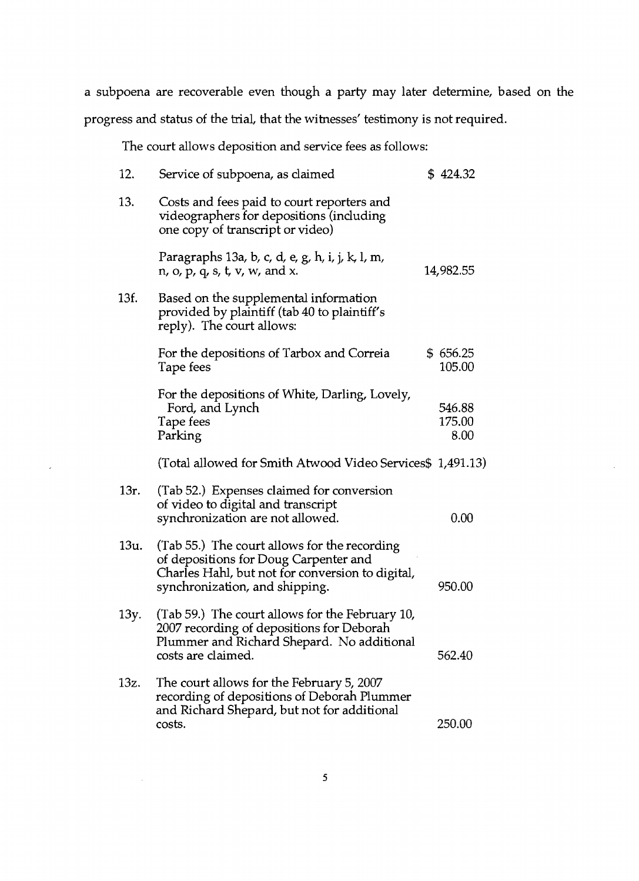a subpoena are recoverable even though a party may later determine, based on the progress and status of the trial, that the witnesses' testimony is not required.

The court allows deposition and service fees as follows:

| | | |
|---|---|---|
| 12. | Service of subpoena, as claimed | $ 424.32 |
| 13. | Costs and fees paid to court reporters and videographers for depositions (including one copy of transcript or video) | |
| | Paragraphs 13a, b, c, d, e, g, h, i, j, k, l, m, n, o, p, q, s, t, v, w, and x. | 14,982.55 |
| 13f. | Based on the supplemental information provided by plaintiff (tab 40 to plaintiff's reply). The court allows: | |
| | For the depositions of Tarbox and Correia | $ 656.25 |
| | Tape fees | 105.00 |
| | For the depositions of White, Darling, Lovely, Ford, and Lynch | 546.88 |
| | Tape fees | 175.00 |
| | Parking | 8.00 |
| | (Total allowed for Smith Atwood Video Services$ 1,491.13) | |
| 13r. | (Tab 52.) Expenses claimed for conversion of video to digital and transcript synchronization are not allowed. | 0.00 |
| 13u. | (Tab 55.) The court allows for the recording of depositions for Doug Carpenter and Charles Hahl, but not for conversion to digital, synchronization, and shipping. | 950.00 |
| 13y. | (Tab 59.) The court allows for the February 10, 2007 recording of depositions for Deborah Plummer and Richard Shepard. No additional costs are claimed. | 562.40 |
| 13z. | The court allows for the February 5, 2007 recording of depositions of Deborah Plummer and Richard Shepard, but not for additional costs. | 250.00 |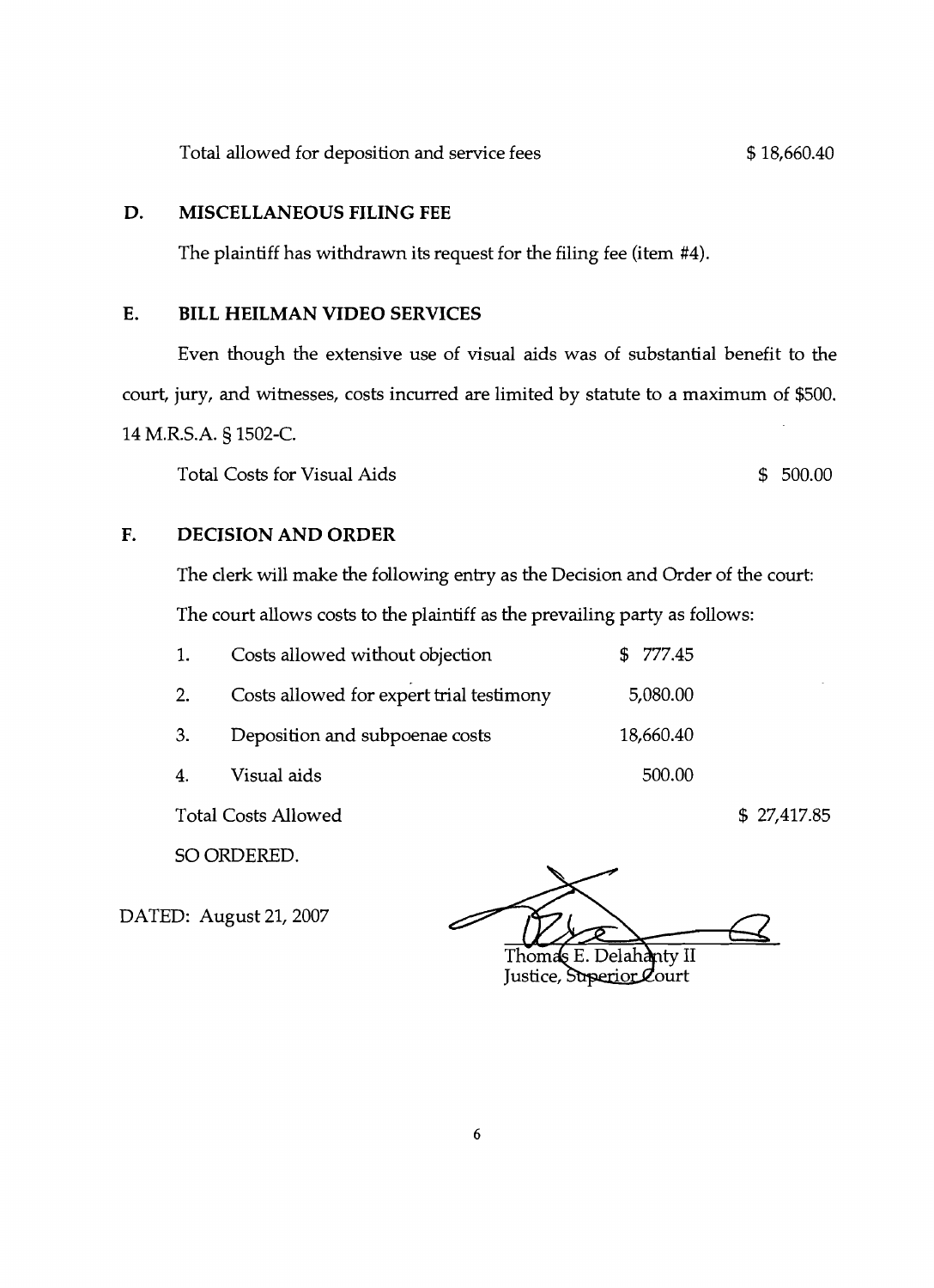Total allowed for deposition and service fees $ 18,660.40

## D. MISCELLANEOUS FILING FEE

The plaintiff has withdrawn its request for the filing fee (item #4).

## E. BILL HEILMAN VIDEO SERVICES

Even though the extensive use of visual aids was of substantial benefit to the court, jury, and witnesses, costs incurred are limited by statute to a maximum of $500. 14 M.R.S.A. § 1502-C.

Total Costs for Visual Aids $ 500.00

## F. DECISION AND ORDER

The clerk will make the following entry as the Decision and Order of the court:

The court allows costs to the plaintiff as the prevailing party as follows:

| | | | |
|---|---|---|---|
| 1. | Costs allowed without objection | $ 777.45 | |
| 2. | Costs allowed for expert trial testimony | 5,080.00 | |
| 3. | Deposition and subpoenae costs | 18,660.40 | |
| 4. | Visual aids | 500.00 | |
| | Total Costs Allowed | | $ 27,417.85 |

SO ORDERED.

DATED: August 21, 2007

Thomas E. Delahanty II
Justice, Superior Court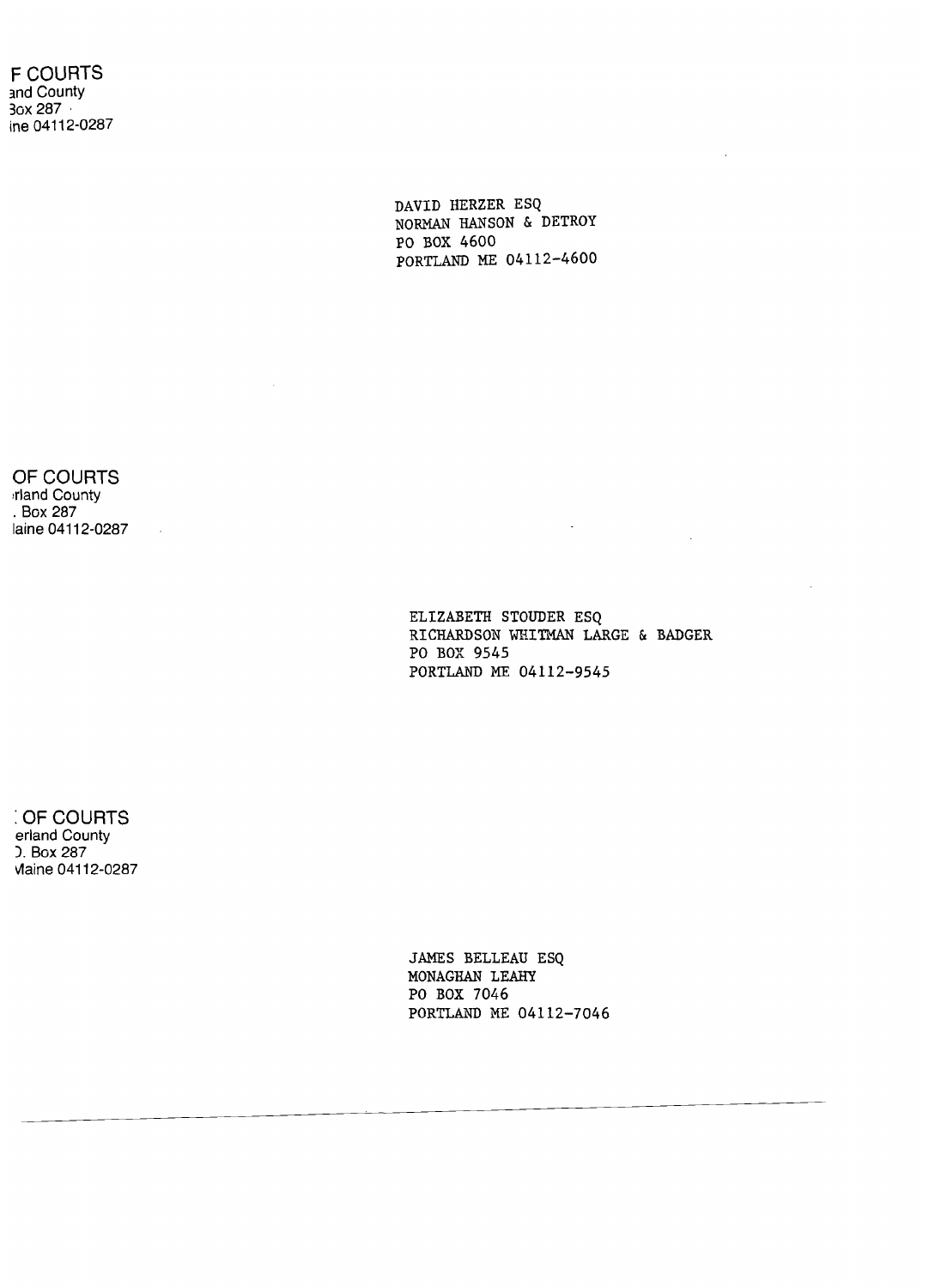F COURTS
and County
Box 287
ine 04112-0287

DAVID HERZER ESQ
NORMAN HANSON & DETROY
PO BOX 4600
PORTLAND ME 04112-4600

OF COURTS
rland County
. Box 287
laine 04112-0287

ELIZABETH STOUDER ESQ
RICHARDSON WHITMAN LARGE & BADGER
PO BOX 9545
PORTLAND ME 04112-9545

OF COURTS
erland County
). Box 287
Maine 04112-0287

JAMES BELLEAU ESQ
MONAGHAN LEAHY
PO BOX 7046
PORTLAND ME 04112-7046